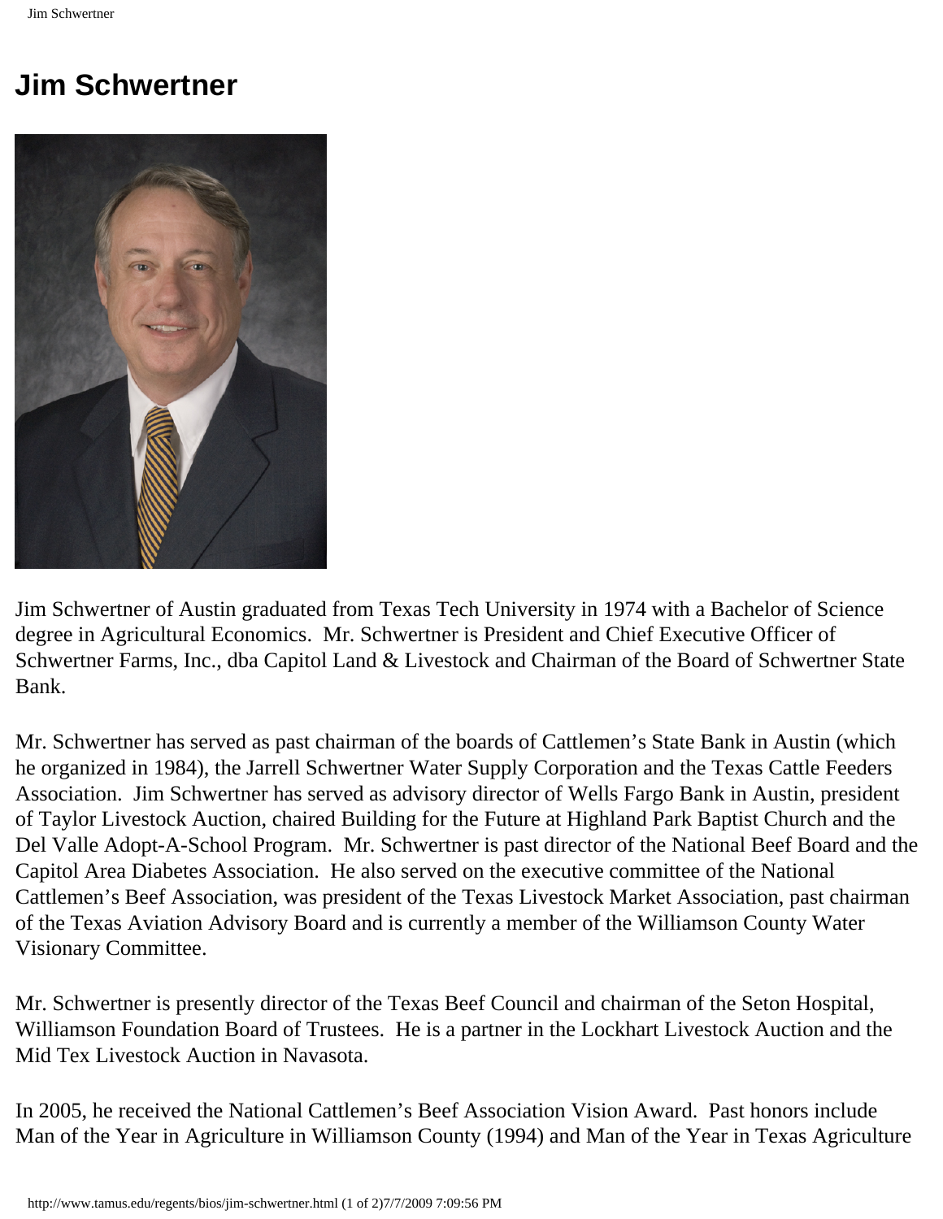# Jim Schwertner

Jim Schwertner of Austin graduated from Texas Tech University in 1974 with a Bachelor of Science degree in Agricultural Economics. Mr. Schwertner is President and Chief Executive Officer of Schwertner Farms, Inc., dba Capitol Land & Livestock and Chairman of the Board of Schwertner State Bank.

Mr. Schwertner has served as past chairman of the boards of Cattlemen's State Bank in Austin (which he organized in 1984), the Jarrell Schwertner Water Supply Corporation and the Texas Cattle Feeders Association. Jim Schwertner has served as advisory director of Wells Fargo Bank in Austin, president of Taylor Livestock Auction, chaired Building for the Future at Highland Park Baptist Church and the Del Valle Adopt-A-School Program. Mr. Schwertner is past director of the National Beef Board and the Capitol Area Diabetes Association. He also served on the executive committee of the National Cattlemen's Beef Association, was president of the Texas Livestock Market Association, past chairman of the Texas Aviation Advisory Board and is currently a member of the Williamson County Water Visionary Committee.

Mr. Schwertner is presently director of the Texas Beef Council and chairman of the Seton Hospital, Williamson Foundation Board of Trustees. He is a partner in the Lockhart Livestock Auction and the Mid Tex Livestock Auction in Navasota.

In 2005, he received the National Cattlemen's Beef Association Vision Award. Past honors include Man of the Year in Agriculture in Williamson County (1994) and Man of the Year in Texas Agriculture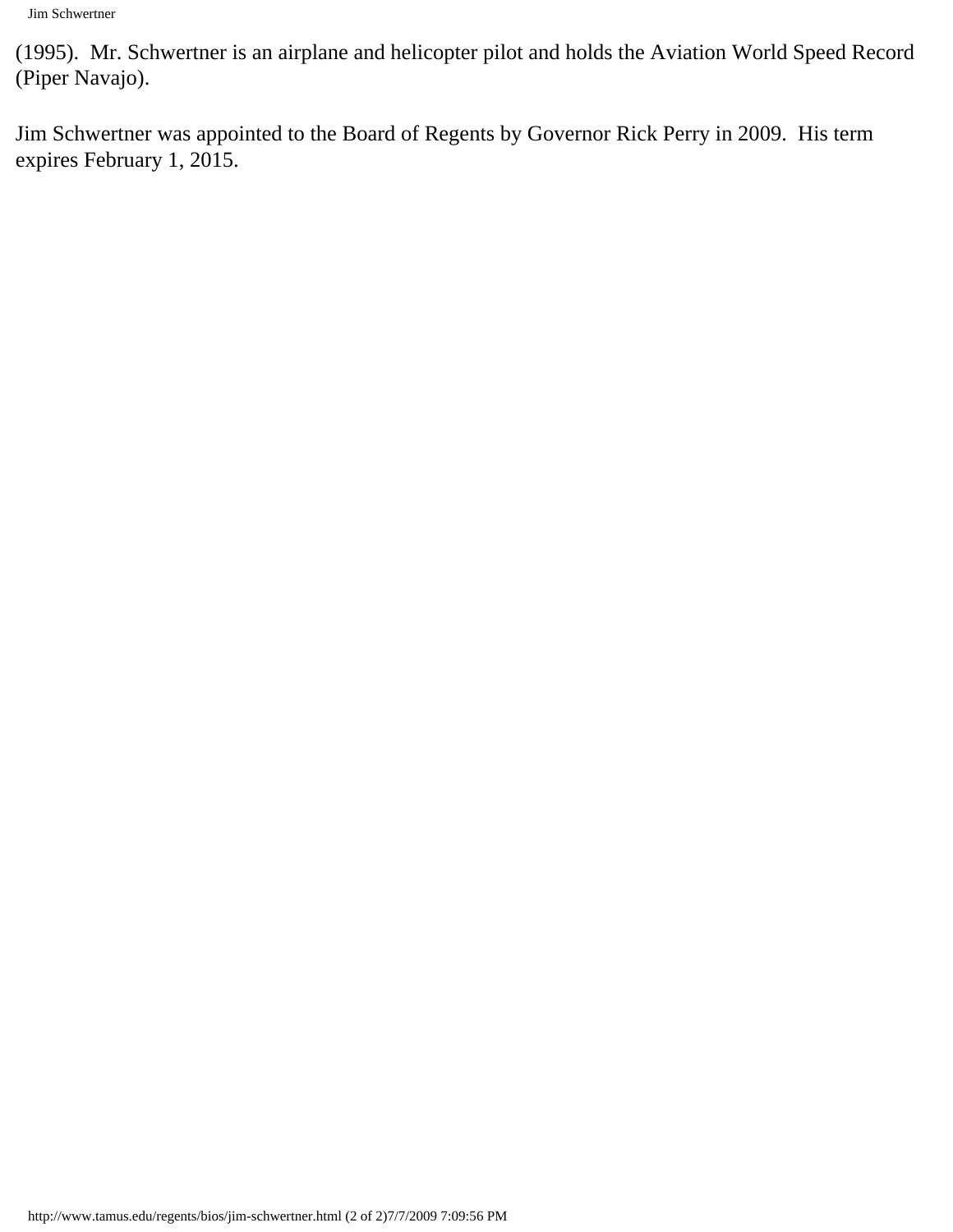(1995). Mr. Schwertner is an airplane and helicopter pilot and holds the Aviation World Speed Record (Piper Navajo).

Jim Schwertner was appointed to the Board of Regents by Governor Rick Perry in 2009. His term expires February 1, 2015.